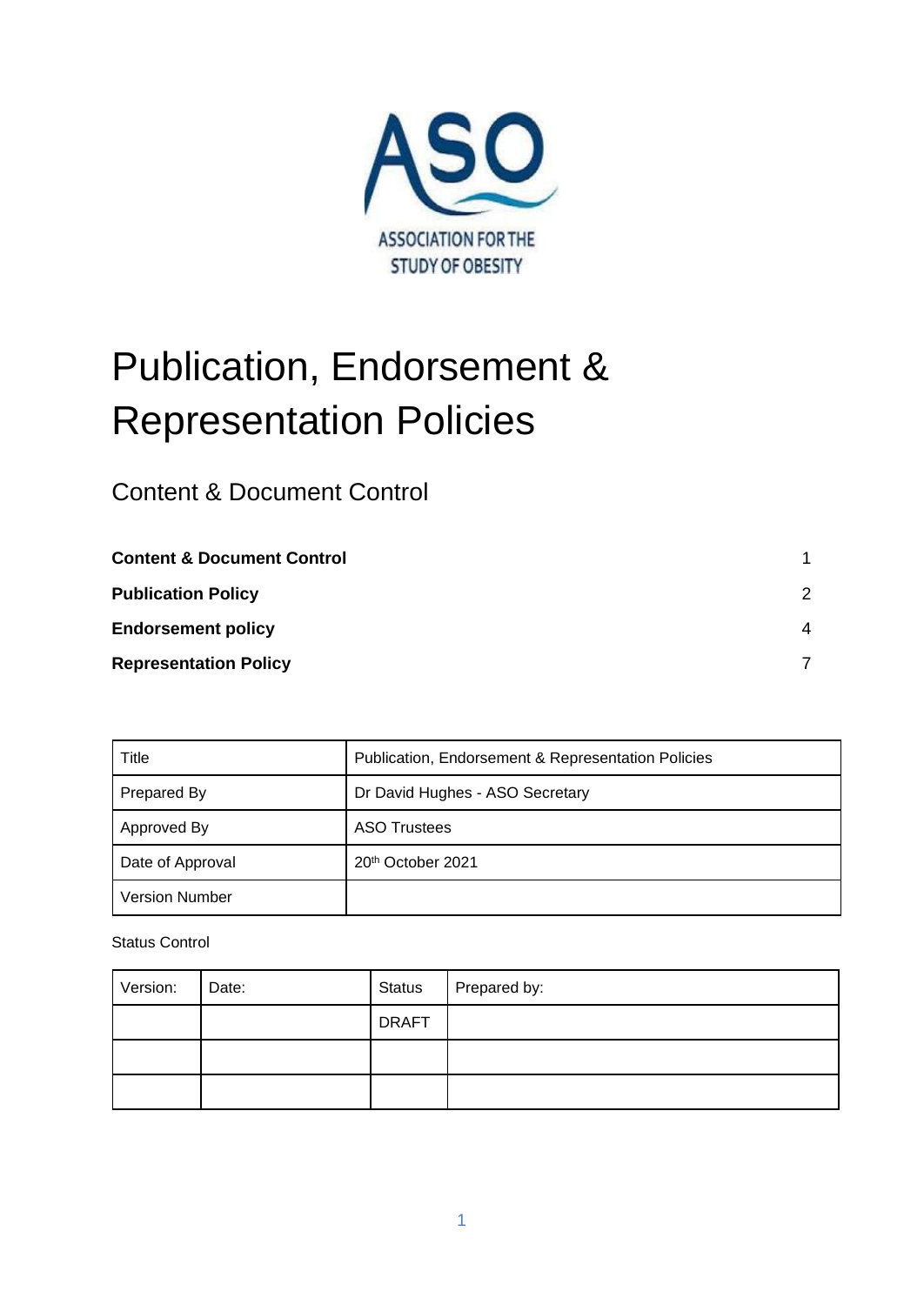ASSOCIATION FOR THE STUDY OF OBESITY

# Publication, Endorsement & Representation Policies

## Content & Document Control

| | |
|---|---|
| **Content & Document Control** | 1 |
| **Publication Policy** | 2 |
| **Endorsement policy** | 4 |
| **Representation Policy** | 7 |

| | |
|---|---|
| Title | Publication, Endorsement & Representation Policies |
| Prepared By | Dr David Hughes - ASO Secretary |
| Approved By | ASO Trustees |
| Date of Approval | 20th October 2021 |
| Version Number | |

Status Control

| Version: | Date: | Status | Prepared by: |
|---|---|---|---|
| | | DRAFT | |
| | | | |
| | | | |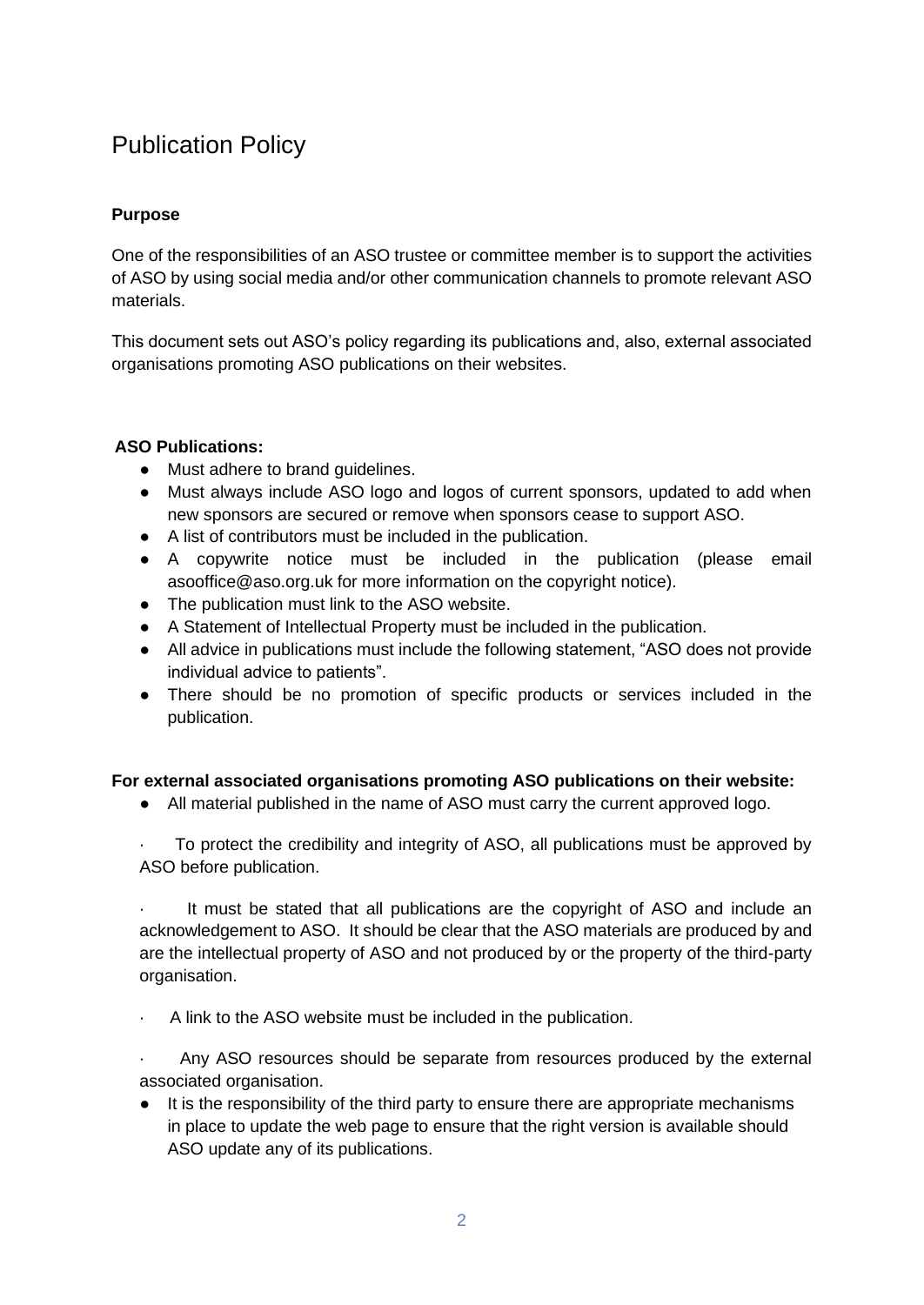# Publication Policy

**Purpose**

One of the responsibilities of an ASO trustee or committee member is to support the activities of ASO by using social media and/or other communication channels to promote relevant ASO materials.

This document sets out ASO's policy regarding its publications and, also, external associated organisations promoting ASO publications on their websites.

**ASO Publications:**

- Must adhere to brand guidelines.
- Must always include ASO logo and logos of current sponsors, updated to add when new sponsors are secured or remove when sponsors cease to support ASO.
- A list of contributors must be included in the publication.
- A copywrite notice must be included in the publication (please email asooffice@aso.org.uk for more information on the copyright notice).
- The publication must link to the ASO website.
- A Statement of Intellectual Property must be included in the publication.
- All advice in publications must include the following statement, "ASO does not provide individual advice to patients".
- There should be no promotion of specific products or services included in the publication.

**For external associated organisations promoting ASO publications on their website:**

- All material published in the name of ASO must carry the current approved logo.
- To protect the credibility and integrity of ASO, all publications must be approved by ASO before publication.
- It must be stated that all publications are the copyright of ASO and include an acknowledgement to ASO. It should be clear that the ASO materials are produced by and are the intellectual property of ASO and not produced by or the property of the third-party organisation.
- A link to the ASO website must be included in the publication.
- Any ASO resources should be separate from resources produced by the external associated organisation.
- It is the responsibility of the third party to ensure there are appropriate mechanisms in place to update the web page to ensure that the right version is available should ASO update any of its publications.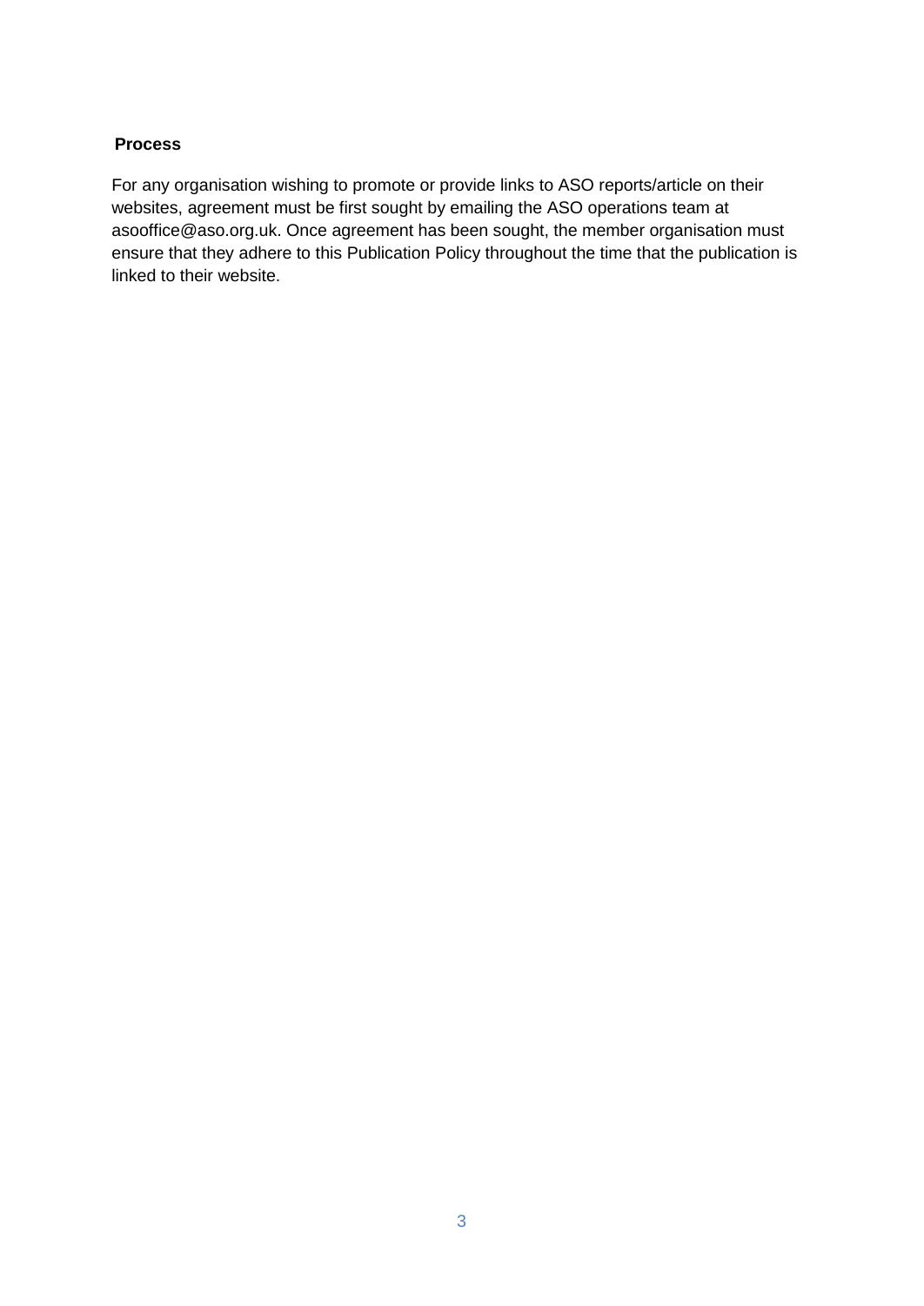**Process**

For any organisation wishing to promote or provide links to ASO reports/article on their websites, agreement must be first sought by emailing the ASO operations team at asooffice@aso.org.uk. Once agreement has been sought, the member organisation must ensure that they adhere to this Publication Policy throughout the time that the publication is linked to their website.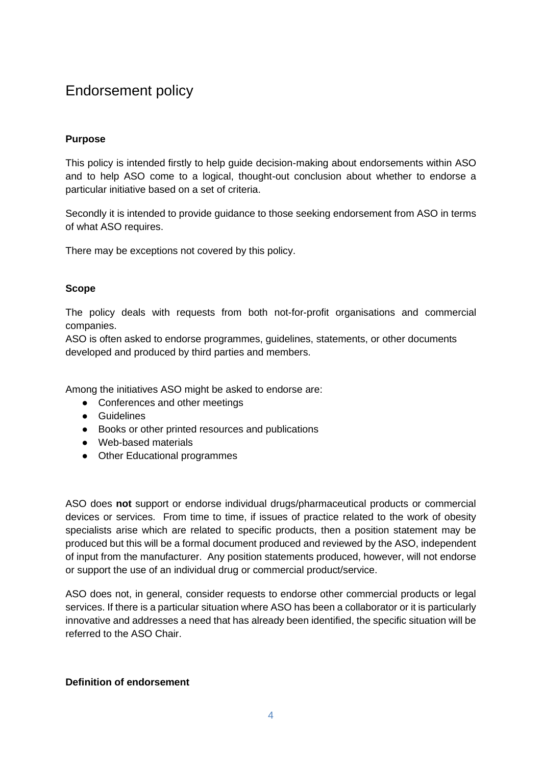# Endorsement policy

**Purpose**

This policy is intended firstly to help guide decision-making about endorsements within ASO and to help ASO come to a logical, thought-out conclusion about whether to endorse a particular initiative based on a set of criteria.

Secondly it is intended to provide guidance to those seeking endorsement from ASO in terms of what ASO requires.

There may be exceptions not covered by this policy.

**Scope**

The policy deals with requests from both not-for-profit organisations and commercial companies.
ASO is often asked to endorse programmes, guidelines, statements, or other documents developed and produced by third parties and members.

Among the initiatives ASO might be asked to endorse are:

- Conferences and other meetings
- Guidelines
- Books or other printed resources and publications
- Web-based materials
- Other Educational programmes

ASO does **not** support or endorse individual drugs/pharmaceutical products or commercial devices or services. From time to time, if issues of practice related to the work of obesity specialists arise which are related to specific products, then a position statement may be produced but this will be a formal document produced and reviewed by the ASO, independent of input from the manufacturer. Any position statements produced, however, will not endorse or support the use of an individual drug or commercial product/service.

ASO does not, in general, consider requests to endorse other commercial products or legal services. If there is a particular situation where ASO has been a collaborator or it is particularly innovative and addresses a need that has already been identified, the specific situation will be referred to the ASO Chair.

**Definition of endorsement**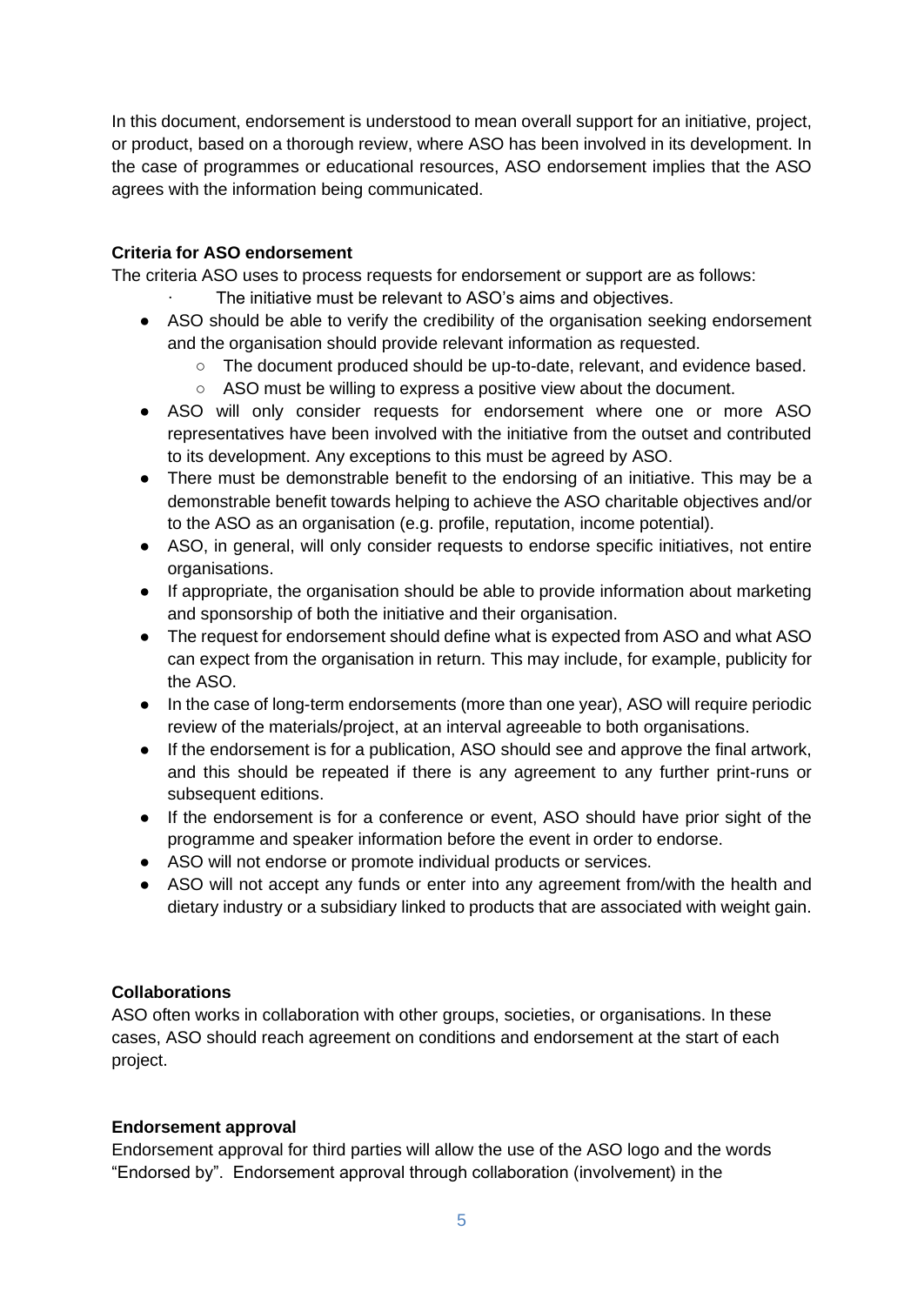In this document, endorsement is understood to mean overall support for an initiative, project, or product, based on a thorough review, where ASO has been involved in its development. In the case of programmes or educational resources, ASO endorsement implies that the ASO agrees with the information being communicated.

**Criteria for ASO endorsement**

The criteria ASO uses to process requests for endorsement or support are as follows:

- The initiative must be relevant to ASO's aims and objectives.
- ASO should be able to verify the credibility of the organisation seeking endorsement and the organisation should provide relevant information as requested.
    - The document produced should be up-to-date, relevant, and evidence based.
    - ASO must be willing to express a positive view about the document.
- ASO will only consider requests for endorsement where one or more ASO representatives have been involved with the initiative from the outset and contributed to its development. Any exceptions to this must be agreed by ASO.
- There must be demonstrable benefit to the endorsing of an initiative. This may be a demonstrable benefit towards helping to achieve the ASO charitable objectives and/or to the ASO as an organisation (e.g. profile, reputation, income potential).
- ASO, in general, will only consider requests to endorse specific initiatives, not entire organisations.
- If appropriate, the organisation should be able to provide information about marketing and sponsorship of both the initiative and their organisation.
- The request for endorsement should define what is expected from ASO and what ASO can expect from the organisation in return. This may include, for example, publicity for the ASO.
- In the case of long-term endorsements (more than one year), ASO will require periodic review of the materials/project, at an interval agreeable to both organisations.
- If the endorsement is for a publication, ASO should see and approve the final artwork, and this should be repeated if there is any agreement to any further print-runs or subsequent editions.
- If the endorsement is for a conference or event, ASO should have prior sight of the programme and speaker information before the event in order to endorse.
- ASO will not endorse or promote individual products or services.
- ASO will not accept any funds or enter into any agreement from/with the health and dietary industry or a subsidiary linked to products that are associated with weight gain.

**Collaborations**

ASO often works in collaboration with other groups, societies, or organisations. In these cases, ASO should reach agreement on conditions and endorsement at the start of each project.

**Endorsement approval**

Endorsement approval for third parties will allow the use of the ASO logo and the words "Endorsed by". Endorsement approval through collaboration (involvement) in the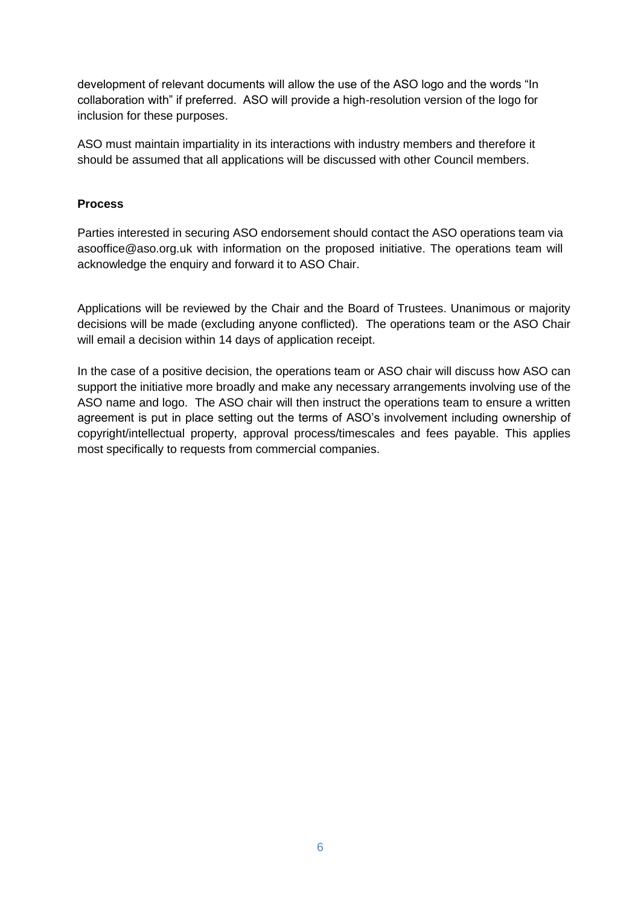development of relevant documents will allow the use of the ASO logo and the words "In collaboration with" if preferred. ASO will provide a high-resolution version of the logo for inclusion for these purposes.

ASO must maintain impartiality in its interactions with industry members and therefore it should be assumed that all applications will be discussed with other Council members.

**Process**

Parties interested in securing ASO endorsement should contact the ASO operations team via asooffice@aso.org.uk with information on the proposed initiative. The operations team will acknowledge the enquiry and forward it to ASO Chair.

Applications will be reviewed by the Chair and the Board of Trustees. Unanimous or majority decisions will be made (excluding anyone conflicted). The operations team or the ASO Chair will email a decision within 14 days of application receipt.

In the case of a positive decision, the operations team or ASO chair will discuss how ASO can support the initiative more broadly and make any necessary arrangements involving use of the ASO name and logo. The ASO chair will then instruct the operations team to ensure a written agreement is put in place setting out the terms of ASO's involvement including ownership of copyright/intellectual property, approval process/timescales and fees payable. This applies most specifically to requests from commercial companies.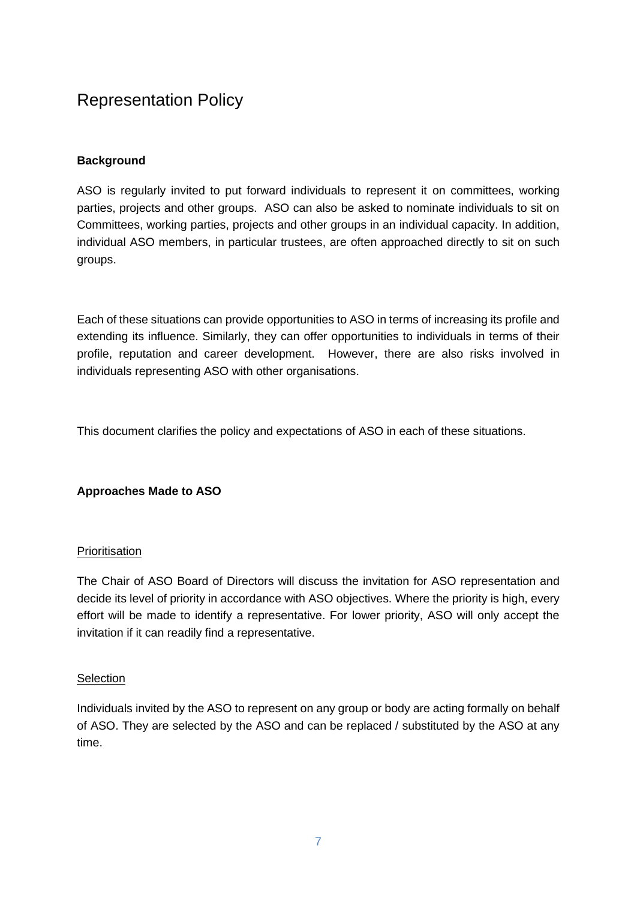# Representation Policy

**Background**

ASO is regularly invited to put forward individuals to represent it on committees, working parties, projects and other groups. ASO can also be asked to nominate individuals to sit on Committees, working parties, projects and other groups in an individual capacity. In addition, individual ASO members, in particular trustees, are often approached directly to sit on such groups.

Each of these situations can provide opportunities to ASO in terms of increasing its profile and extending its influence. Similarly, they can offer opportunities to individuals in terms of their profile, reputation and career development. However, there are also risks involved in individuals representing ASO with other organisations.

This document clarifies the policy and expectations of ASO in each of these situations.

**Approaches Made to ASO**

<u>Prioritisation</u>

The Chair of ASO Board of Directors will discuss the invitation for ASO representation and decide its level of priority in accordance with ASO objectives. Where the priority is high, every effort will be made to identify a representative. For lower priority, ASO will only accept the invitation if it can readily find a representative.

<u>Selection</u>

Individuals invited by the ASO to represent on any group or body are acting formally on behalf of ASO. They are selected by the ASO and can be replaced / substituted by the ASO at any time.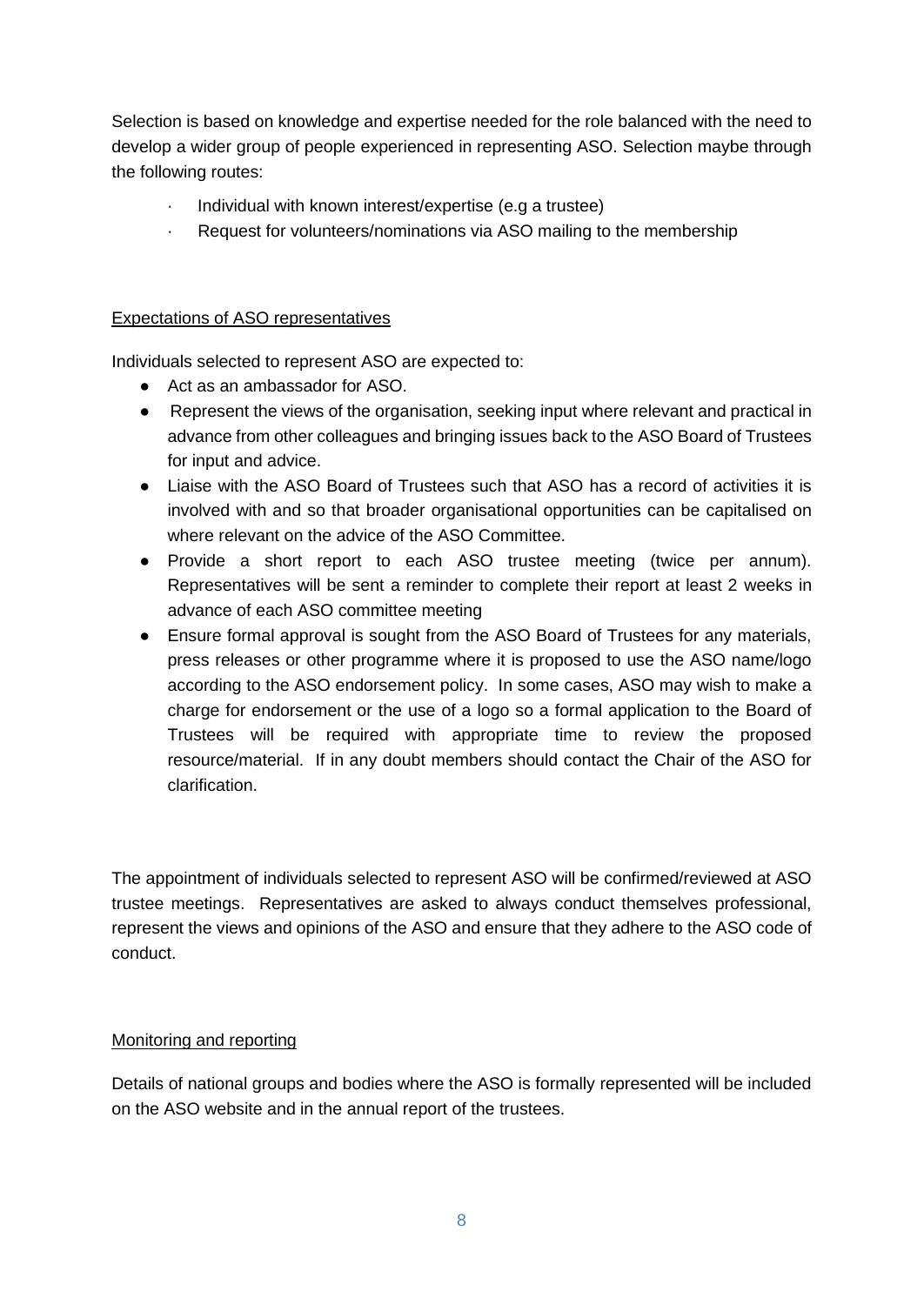Selection is based on knowledge and expertise needed for the role balanced with the need to develop a wider group of people experienced in representing ASO. Selection maybe through the following routes:

- Individual with known interest/expertise (e.g a trustee)
- Request for volunteers/nominations via ASO mailing to the membership

<u>Expectations of ASO representatives</u>

Individuals selected to represent ASO are expected to:

- Act as an ambassador for ASO.
- Represent the views of the organisation, seeking input where relevant and practical in advance from other colleagues and bringing issues back to the ASO Board of Trustees for input and advice.
- Liaise with the ASO Board of Trustees such that ASO has a record of activities it is involved with and so that broader organisational opportunities can be capitalised on where relevant on the advice of the ASO Committee.
- Provide a short report to each ASO trustee meeting (twice per annum). Representatives will be sent a reminder to complete their report at least 2 weeks in advance of each ASO committee meeting
- Ensure formal approval is sought from the ASO Board of Trustees for any materials, press releases or other programme where it is proposed to use the ASO name/logo according to the ASO endorsement policy. In some cases, ASO may wish to make a charge for endorsement or the use of a logo so a formal application to the Board of Trustees will be required with appropriate time to review the proposed resource/material. If in any doubt members should contact the Chair of the ASO for clarification.

The appointment of individuals selected to represent ASO will be confirmed/reviewed at ASO trustee meetings. Representatives are asked to always conduct themselves professional, represent the views and opinions of the ASO and ensure that they adhere to the ASO code of conduct.

<u>Monitoring and reporting</u>

Details of national groups and bodies where the ASO is formally represented will be included on the ASO website and in the annual report of the trustees.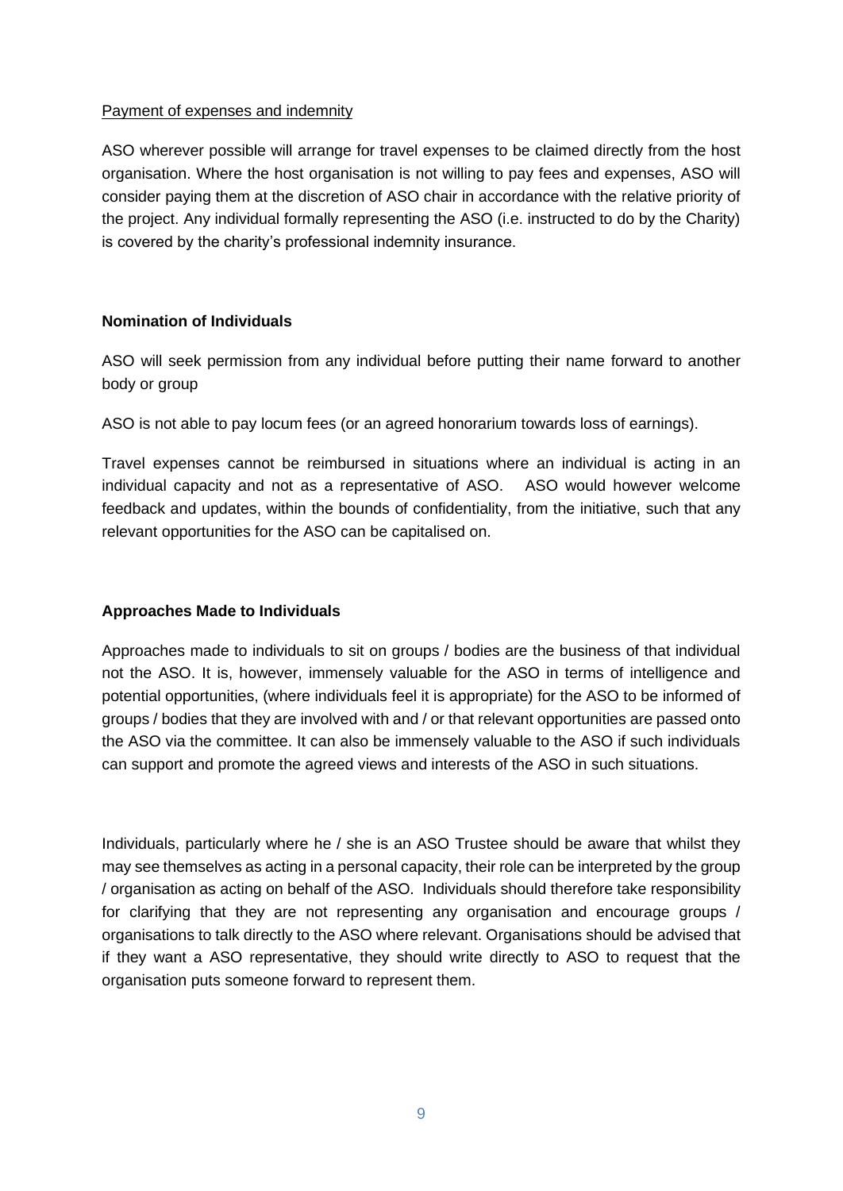Payment of expenses and indemnity

ASO wherever possible will arrange for travel expenses to be claimed directly from the host organisation. Where the host organisation is not willing to pay fees and expenses, ASO will consider paying them at the discretion of ASO chair in accordance with the relative priority of the project. Any individual formally representing the ASO (i.e. instructed to do by the Charity) is covered by the charity's professional indemnity insurance.

**Nomination of Individuals**

ASO will seek permission from any individual before putting their name forward to another body or group

ASO is not able to pay locum fees (or an agreed honorarium towards loss of earnings).

Travel expenses cannot be reimbursed in situations where an individual is acting in an individual capacity and not as a representative of ASO. ASO would however welcome feedback and updates, within the bounds of confidentiality, from the initiative, such that any relevant opportunities for the ASO can be capitalised on.

**Approaches Made to Individuals**

Approaches made to individuals to sit on groups / bodies are the business of that individual not the ASO. It is, however, immensely valuable for the ASO in terms of intelligence and potential opportunities, (where individuals feel it is appropriate) for the ASO to be informed of groups / bodies that they are involved with and / or that relevant opportunities are passed onto the ASO via the committee. It can also be immensely valuable to the ASO if such individuals can support and promote the agreed views and interests of the ASO in such situations.

Individuals, particularly where he / she is an ASO Trustee should be aware that whilst they may see themselves as acting in a personal capacity, their role can be interpreted by the group / organisation as acting on behalf of the ASO. Individuals should therefore take responsibility for clarifying that they are not representing any organisation and encourage groups / organisations to talk directly to the ASO where relevant. Organisations should be advised that if they want a ASO representative, they should write directly to ASO to request that the organisation puts someone forward to represent them.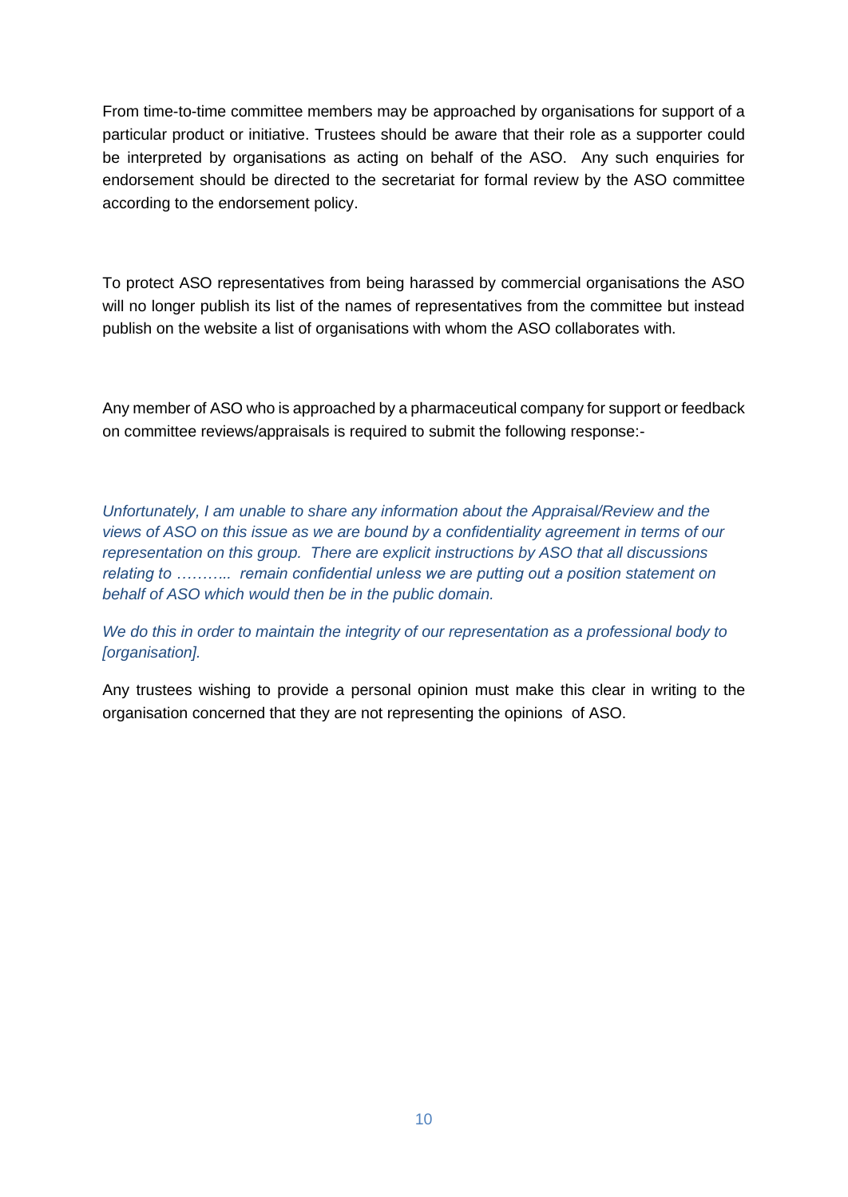From time-to-time committee members may be approached by organisations for support of a particular product or initiative. Trustees should be aware that their role as a supporter could be interpreted by organisations as acting on behalf of the ASO. Any such enquiries for endorsement should be directed to the secretariat for formal review by the ASO committee according to the endorsement policy.

To protect ASO representatives from being harassed by commercial organisations the ASO will no longer publish its list of the names of representatives from the committee but instead publish on the website a list of organisations with whom the ASO collaborates with.

Any member of ASO who is approached by a pharmaceutical company for support or feedback on committee reviews/appraisals is required to submit the following response:-

*Unfortunately, I am unable to share any information about the Appraisal/Review and the views of ASO on this issue as we are bound by a confidentiality agreement in terms of our representation on this group. There are explicit instructions by ASO that all discussions relating to ……….. remain confidential unless we are putting out a position statement on behalf of ASO which would then be in the public domain.*

*We do this in order to maintain the integrity of our representation as a professional body to [organisation].*

Any trustees wishing to provide a personal opinion must make this clear in writing to the organisation concerned that they are not representing the opinions of ASO.